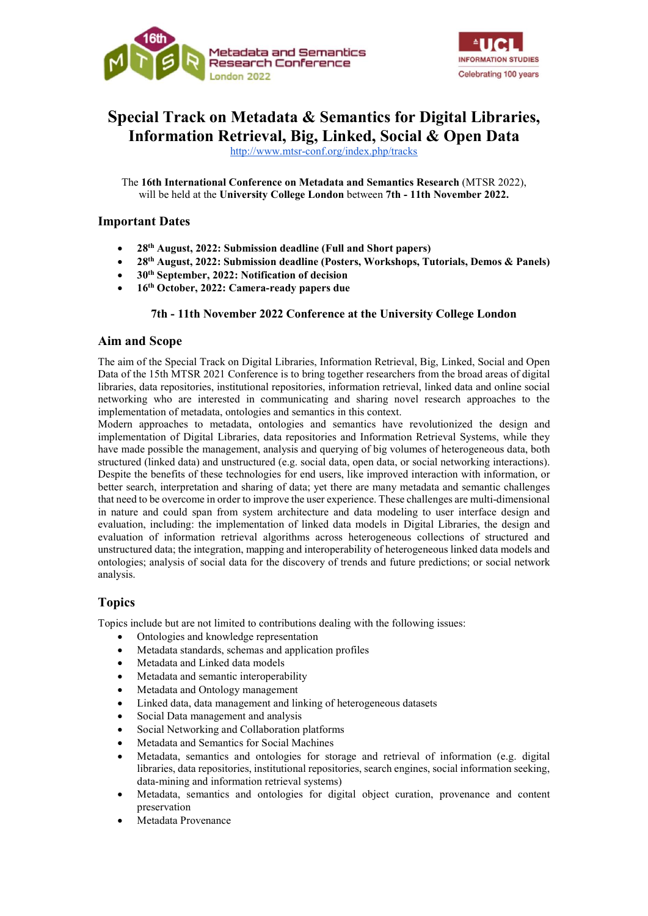Metadata and Semantics Research Conference
London 2022

UCL INFORMATION STUDIES
Celebrating 100 years

# Special Track on Metadata & Semantics for Digital Libraries, Information Retrieval, Big, Linked, Social & Open Data

http://www.mtsr-conf.org/index.php/tracks

The **16th International Conference on Metadata and Semantics Research** (MTSR 2022), will be held at the **University College London** between **7th - 11th November 2022.**

## Important Dates

- **28th August, 2022: Submission deadline (Full and Short papers)**
- **28th August, 2022: Submission deadline (Posters, Workshops, Tutorials, Demos & Panels)**
- **30th September, 2022: Notification of decision**
- **16th October, 2022: Camera-ready papers due**

**7th - 11th November 2022 Conference at the University College London**

## Aim and Scope

The aim of the Special Track on Digital Libraries, Information Retrieval, Big, Linked, Social and Open Data of the 15th MTSR 2021 Conference is to bring together researchers from the broad areas of digital libraries, data repositories, institutional repositories, information retrieval, linked data and online social networking who are interested in communicating and sharing novel research approaches to the implementation of metadata, ontologies and semantics in this context.

Modern approaches to metadata, ontologies and semantics have revolutionized the design and implementation of Digital Libraries, data repositories and Information Retrieval Systems, while they have made possible the management, analysis and querying of big volumes of heterogeneous data, both structured (linked data) and unstructured (e.g. social data, open data, or social networking interactions). Despite the benefits of these technologies for end users, like improved interaction with information, or better search, interpretation and sharing of data; yet there are many metadata and semantic challenges that need to be overcome in order to improve the user experience. These challenges are multi-dimensional in nature and could span from system architecture and data modeling to user interface design and evaluation, including: the implementation of linked data models in Digital Libraries, the design and evaluation of information retrieval algorithms across heterogeneous collections of structured and unstructured data; the integration, mapping and interoperability of heterogeneous linked data models and ontologies; analysis of social data for the discovery of trends and future predictions; or social network analysis.

## Topics

Topics include but are not limited to contributions dealing with the following issues:

- Ontologies and knowledge representation
- Metadata standards, schemas and application profiles
- Metadata and Linked data models
- Metadata and semantic interoperability
- Metadata and Ontology management
- Linked data, data management and linking of heterogeneous datasets
- Social Data management and analysis
- Social Networking and Collaboration platforms
- Metadata and Semantics for Social Machines
- Metadata, semantics and ontologies for storage and retrieval of information (e.g. digital libraries, data repositories, institutional repositories, search engines, social information seeking, data-mining and information retrieval systems)
- Metadata, semantics and ontologies for digital object curation, provenance and content preservation
- Metadata Provenance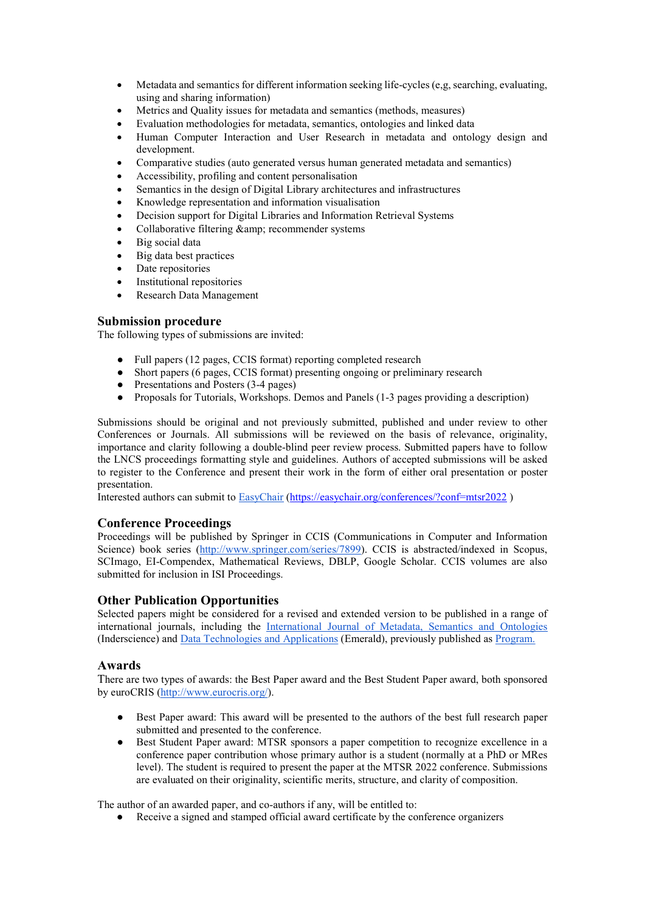- Metadata and semantics for different information seeking life-cycles (e,g, searching, evaluating, using and sharing information)
- Metrics and Quality issues for metadata and semantics (methods, measures)
- Evaluation methodologies for metadata, semantics, ontologies and linked data
- Human Computer Interaction and User Research in metadata and ontology design and development.
- Comparative studies (auto generated versus human generated metadata and semantics)
- Accessibility, profiling and content personalisation
- Semantics in the design of Digital Library architectures and infrastructures
- Knowledge representation and information visualisation
- Decision support for Digital Libraries and Information Retrieval Systems
- Collaborative filtering &amp; recommender systems
- Big social data
- Big data best practices
- Date repositories
- Institutional repositories
- Research Data Management

## Submission procedure

The following types of submissions are invited:

- Full papers (12 pages, CCIS format) reporting completed research
- Short papers (6 pages, CCIS format) presenting ongoing or preliminary research
- Presentations and Posters (3-4 pages)
- Proposals for Tutorials, Workshops. Demos and Panels (1-3 pages providing a description)

Submissions should be original and not previously submitted, published and under review to other Conferences or Journals. All submissions will be reviewed on the basis of relevance, originality, importance and clarity following a double-blind peer review process. Submitted papers have to follow the LNCS proceedings formatting style and guidelines. Authors of accepted submissions will be asked to register to the Conference and present their work in the form of either oral presentation or poster presentation.
Interested authors can submit to EasyChair (https://easychair.org/conferences/?conf=mtsr2022 )

## Conference Proceedings

Proceedings will be published by Springer in CCIS (Communications in Computer and Information Science) book series (http://www.springer.com/series/7899). CCIS is abstracted/indexed in Scopus, SCImago, EI-Compendex, Mathematical Reviews, DBLP, Google Scholar. CCIS volumes are also submitted for inclusion in ISI Proceedings.

## Other Publication Opportunities

Selected papers might be considered for a revised and extended version to be published in a range of international journals, including the International Journal of Metadata, Semantics and Ontologies (Inderscience) and Data Technologies and Applications (Emerald), previously published as Program.

## Awards

There are two types of awards: the Best Paper award and the Best Student Paper award, both sponsored by euroCRIS (http://www.eurocris.org/).

- Best Paper award: This award will be presented to the authors of the best full research paper submitted and presented to the conference.
- Best Student Paper award: MTSR sponsors a paper competition to recognize excellence in a conference paper contribution whose primary author is a student (normally at a PhD or MRes level). The student is required to present the paper at the MTSR 2022 conference. Submissions are evaluated on their originality, scientific merits, structure, and clarity of composition.

The author of an awarded paper, and co-authors if any, will be entitled to:

- Receive a signed and stamped official award certificate by the conference organizers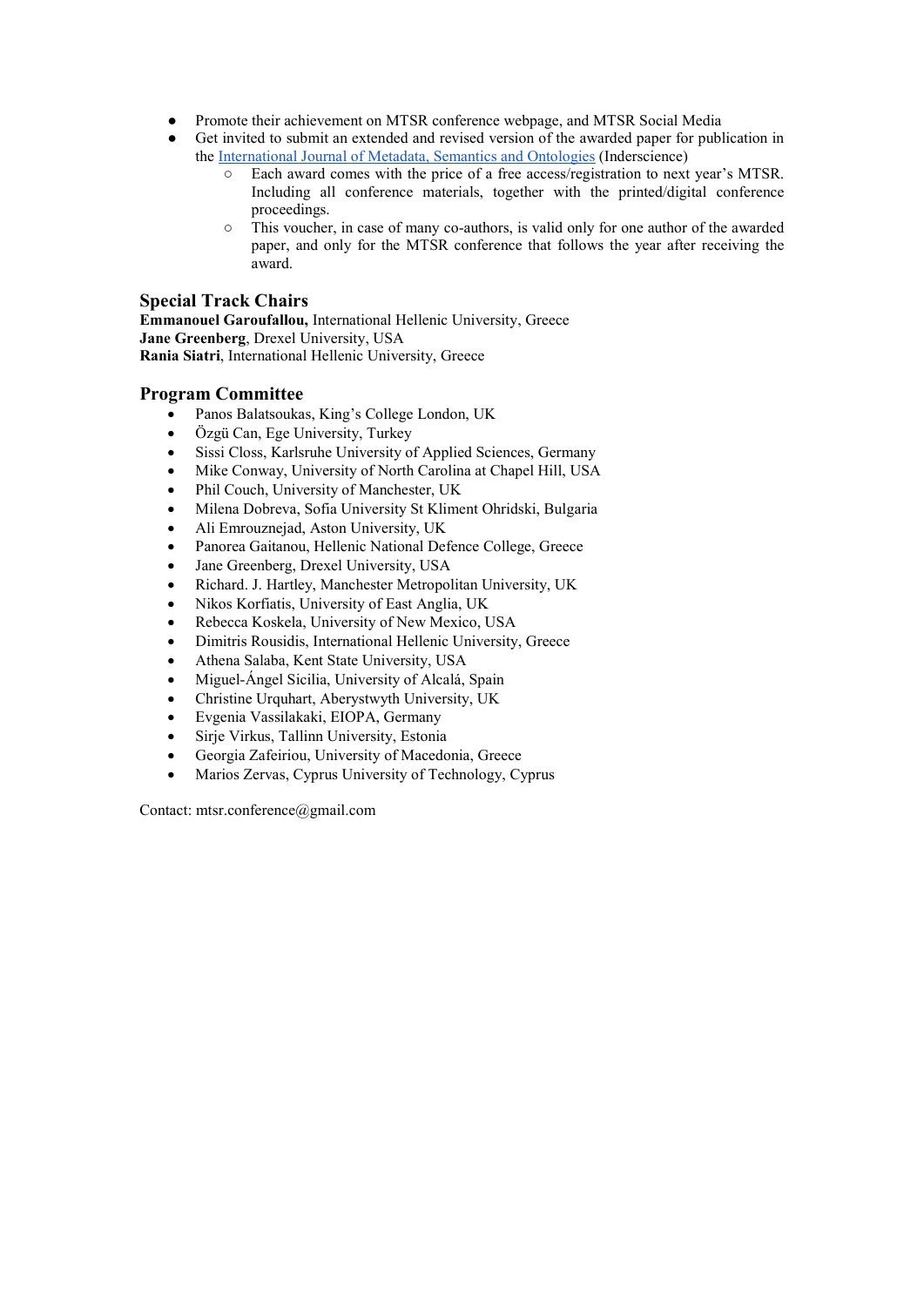- Promote their achievement on MTSR conference webpage, and MTSR Social Media
- Get invited to submit an extended and revised version of the awarded paper for publication in the [International Journal of Metadata, Semantics and Ontologies](International Journal of Metadata, Semantics and Ontologies) (Inderscience)
  - Each award comes with the price of a free access/registration to next year's MTSR. Including all conference materials, together with the printed/digital conference proceedings.
  - This voucher, in case of many co-authors, is valid only for one author of the awarded paper, and only for the MTSR conference that follows the year after receiving the award.

## Special Track Chairs

**Emmanouel Garoufallou,** International Hellenic University, Greece
**Jane Greenberg**, Drexel University, USA
**Rania Siatri**, International Hellenic University, Greece

## Program Committee

- Panos Balatsoukas, King's College London, UK
- Özgü Can, Ege University, Turkey
- Sissi Closs, Karlsruhe University of Applied Sciences, Germany
- Mike Conway, University of North Carolina at Chapel Hill, USA
- Phil Couch, University of Manchester, UK
- Milena Dobreva, Sofia University St Kliment Ohridski, Bulgaria
- Ali Emrouznejad, Aston University, UK
- Panorea Gaitanou, Hellenic National Defence College, Greece
- Jane Greenberg, Drexel University, USA
- Richard. J. Hartley, Manchester Metropolitan University, UK
- Nikos Korfiatis, University of East Anglia, UK
- Rebecca Koskela, University of New Mexico, USA
- Dimitris Rousidis, International Hellenic University, Greece
- Athena Salaba, Kent State University, USA
- Miguel-Ángel Sicilia, University of Alcalá, Spain
- Christine Urquhart, Aberystwyth University, UK
- Evgenia Vassilakaki, EIOPA, Germany
- Sirje Virkus, Tallinn University, Estonia
- Georgia Zafeiriou, University of Macedonia, Greece
- Marios Zervas, Cyprus University of Technology, Cyprus

Contact: mtsr.conference@gmail.com